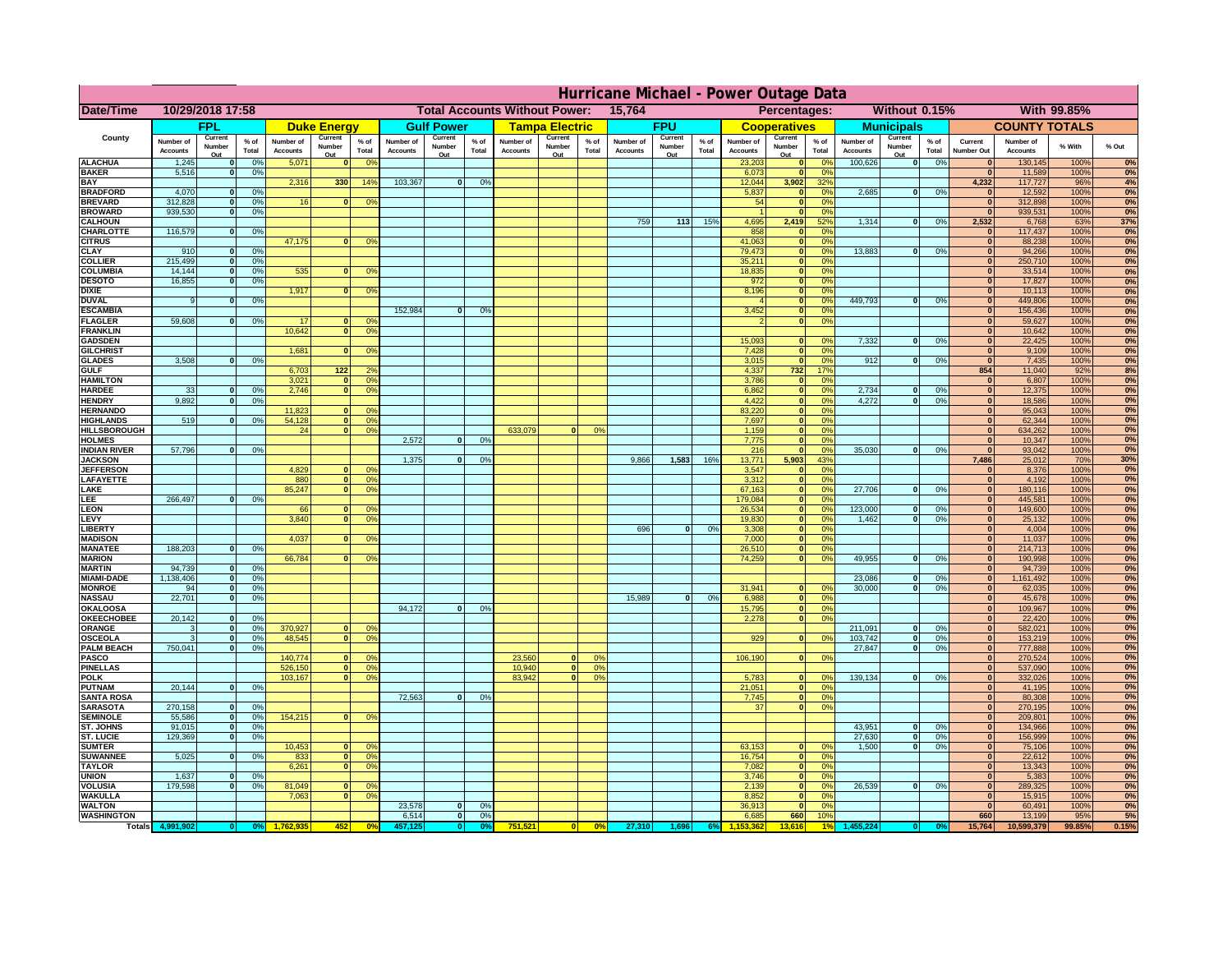# Hurricane Michael - Power Outage Data

| Date/Time | 10/29/2018 17:58 | Total Accounts Without Power: | 15,764 | Percentages: | Without 0.15% | With 99.85% |
|---|---|---|---|---|---|---|

| County | FPL | | | Duke Energy | | | Gulf Power | | | Tampa Electric | | | FPU | | | Cooperatives | | | Municipals | | | COUNTY TOTALS | | | |
|---|---|---|---|---|---|---|---|---|---|---|---|---|---|---|---|---|---|---|---|---|---|---|---|---|---|
| | Number of Accounts | Current Number Out | % of Total | Number of Accounts | Current Number Out | % of Total | Number of Accounts | Current Number Out | % of Total | Number of Accounts | Current Number Out | % of Total | Number of Accounts | Current Number Out | % of Total | Number of Accounts | Current Number Out | % of Total | Number of Accounts | Current Number Out | % of Total | Current Number Out | Number of Accounts | % With | % Out |
| ALACHUA | 1,245 | 0 | 0% | 5,071 | 0 | 0% | | | | | | | | | | 23,203 | 0 | 0% | 100,626 | 0 | 0% | 0 | 130,145 | 100% | 0% |
| BAKER | 5,516 | 0 | 0% | | | | | | | | | | | | | 6,073 | 0 | 0% | | | | 0 | 11,589 | 100% | 0% |
| BAY | | | | 2,316 | 330 | 14% | 103,367 | 0 | 0% | | | | | | | 12,044 | 3,902 | 32% | | | | 4,232 | 117,727 | 96% | 4% |
| BRADFORD | 4,070 | 0 | 0% | | | | | | | | | | | | | 5,837 | 0 | 0% | 2,685 | 0 | 0% | 0 | 12,592 | 100% | 0% |
| BREVARD | 312,828 | 0 | 0% | 16 | 0 | 0% | | | | | | | | | | 54 | 0 | 0% | | | | 0 | 312,898 | 100% | 0% |
| BROWARD | 939,530 | 0 | 0% | | | | | | | | | | | | | 1 | 0 | 0% | | | | 0 | 939,531 | 100% | 0% |
| CALHOUN | | | | | | | | | | | | | 759 | 113 | 15% | 4,695 | 2,419 | 52% | 1,314 | 0 | 0% | 2,532 | 6,768 | 63% | 37% |
| CHARLOTTE | 116,579 | 0 | 0% | | | | | | | | | | | | | 858 | 0 | 0% | | | | 0 | 117,437 | 100% | 0% |
| CITRUS | | | | 47,175 | 0 | 0% | | | | | | | | | | 41,063 | 0 | 0% | | | | 0 | 88,238 | 100% | 0% |
| CLAY | 910 | 0 | 0% | | | | | | | | | | | | | 79,473 | 0 | 0% | 13,883 | 0 | 0% | 0 | 94,266 | 100% | 0% |
| COLLIER | 215,499 | 0 | 0% | | | | | | | | | | | | | 35,211 | 0 | 0% | | | | 0 | 250,710 | 100% | 0% |
| COLUMBIA | 14,144 | 0 | 0% | 535 | 0 | 0% | | | | | | | | | | 18,835 | 0 | 0% | | | | 0 | 33,514 | 100% | 0% |
| DESOTO | 16,855 | 0 | 0% | | | | | | | | | | | | | 972 | 0 | 0% | | | | 0 | 17,827 | 100% | 0% |
| DIXIE | | | | 1,917 | 0 | 0% | | | | | | | | | | 8,196 | 0 | 0% | | | | 0 | 10,113 | 100% | 0% |
| DUVAL | 9 | 0 | 0% | | | | | | | | | | | | | 4 | 0 | 0% | 449,793 | 0 | 0% | 0 | 449,806 | 100% | 0% |
| ESCAMBIA | | | | | | | 152,984 | 0 | 0% | | | | | | | 3,452 | 0 | 0% | | | | 0 | 156,436 | 100% | 0% |
| FLAGLER | 59,608 | 0 | 0% | 17 | 0 | 0% | | | | | | | | | | 2 | 0 | 0% | | | | 0 | 59,627 | 100% | 0% |
| FRANKLIN | | | | 10,642 | 0 | 0% | | | | | | | | | | | | | | | | 0 | 10,642 | 100% | 0% |
| GADSDEN | | | | | | | | | | | | | | | | 15,093 | 0 | 0% | 7,332 | 0 | 0% | 0 | 22,425 | 100% | 0% |
| GILCHRIST | | | | 1,681 | 0 | 0% | | | | | | | | | | 7,428 | 0 | 0% | | | | 0 | 9,109 | 100% | 0% |
| GLADES | 3,508 | 0 | 0% | | | | | | | | | | | | | 3,015 | 0 | 0% | 912 | 0 | 0% | 0 | 7,435 | 100% | 0% |
| GULF | | | | 6,703 | 122 | 2% | | | | | | | | | | 4,337 | 732 | 17% | | | | 854 | 11,040 | 92% | 8% |
| HAMILTON | | | | 3,021 | 0 | 0% | | | | | | | | | | 3,786 | 0 | 0% | | | | 0 | 6,807 | 100% | 0% |
| HARDEE | 33 | 0 | 0% | 2,746 | 0 | 0% | | | | | | | | | | 6,862 | 0 | 0% | 2,734 | 0 | 0% | 0 | 12,375 | 100% | 0% |
| HENDRY | 9,892 | 0 | 0% | | | | | | | | | | | | | 4,422 | 0 | 0% | 4,272 | 0 | 0% | 0 | 18,586 | 100% | 0% |
| HERNANDO | | | | 11,823 | 0 | 0% | | | | | | | | | | 83,220 | 0 | 0% | | | | 0 | 95,043 | 100% | 0% |
| HIGHLANDS | 519 | 0 | 0% | 54,128 | 0 | 0% | | | | | | | | | | 7,697 | 0 | 0% | | | | 0 | 62,344 | 100% | 0% |
| HILLSBOROUGH | | | | 24 | 0 | 0% | | | | 633,079 | 0 | 0% | | | | 1,159 | 0 | 0% | | | | 0 | 634,262 | 100% | 0% |
| HOLMES | | | | | | | 2,572 | 0 | 0% | | | | | | | 7,775 | 0 | 0% | | | | 0 | 10,347 | 100% | 0% |
| INDIAN RIVER | 57,796 | 0 | 0% | | | | | | | | | | | | | 216 | 0 | 0% | 35,030 | 0 | 0% | 0 | 93,042 | 100% | 0% |
| JACKSON | | | | | | | 1,375 | 0 | 0% | | | | 9,866 | 1,583 | 16% | 13,771 | 5,903 | 43% | | | | 7,486 | 25,012 | 70% | 30% |
| JEFFERSON | | | | 4,829 | 0 | 0% | | | | | | | | | | 3,547 | 0 | 0% | | | | 0 | 8,376 | 100% | 0% |
| LAFAYETTE | | | | 880 | 0 | 0% | | | | | | | | | | 3,312 | 0 | 0% | | | | 0 | 4,192 | 100% | 0% |
| LAKE | | | | 85,247 | 0 | 0% | | | | | | | | | | 67,163 | 0 | 0% | 27,706 | 0 | 0% | 0 | 180,116 | 100% | 0% |
| LEE | 266,497 | 0 | 0% | | | | | | | | | | | | | 179,084 | 0 | 0% | | | | 0 | 445,581 | 100% | 0% |
| LEON | | | | 66 | 0 | 0% | | | | | | | | | | 26,534 | 0 | 0% | 123,000 | 0 | 0% | 0 | 149,600 | 100% | 0% |
| LEVY | | | | 3,840 | 0 | 0% | | | | | | | | | | 19,830 | 0 | 0% | 1,462 | 0 | 0% | 0 | 25,132 | 100% | 0% |
| LIBERTY | | | | | | | | | | | | | 696 | 0 | 0% | 3,308 | 0 | 0% | | | | 0 | 4,004 | 100% | 0% |
| MADISON | | | | 4,037 | 0 | 0% | | | | | | | | | | 7,000 | 0 | 0% | | | | 0 | 11,037 | 100% | 0% |
| MANATEE | 188,203 | 0 | 0% | | | | | | | | | | | | | 26,510 | 0 | 0% | | | | 0 | 214,713 | 100% | 0% |
| MARION | | | | 66,784 | 0 | 0% | | | | | | | | | | 74,259 | 0 | 0% | 49,955 | 0 | 0% | 0 | 190,998 | 100% | 0% |
| MARTIN | 94,739 | 0 | 0% | | | | | | | | | | | | | | | | | | | 0 | 94,739 | 100% | 0% |
| MIAMI-DADE | 1,138,406 | 0 | 0% | | | | | | | | | | | | | | | | 23,086 | 0 | 0% | 0 | 1,161,492 | 100% | 0% |
| MONROE | 94 | 0 | 0% | | | | | | | | | | | | | 31,941 | 0 | 0% | 30,000 | 0 | 0% | 0 | 62,035 | 100% | 0% |
| NASSAU | 22,701 | 0 | 0% | | | | | | | | | | 15,989 | 0 | 0% | 6,988 | 0 | 0% | | | | 0 | 45,678 | 100% | 0% |
| OKALOOSA | | | | | | | 94,172 | 0 | 0% | | | | | | | 15,795 | 0 | 0% | | | | 0 | 109,967 | 100% | 0% |
| OKEECHOBEE | 20,142 | 0 | 0% | | | | | | | | | | | | | 2,278 | 0 | 0% | | | | 0 | 22,420 | 100% | 0% |
| ORANGE | 3 | 0 | 0% | 370,927 | 0 | 0% | | | | | | | | | | | | | 211,091 | 0 | 0% | 0 | 582,021 | 100% | 0% |
| OSCEOLA | 3 | 0 | 0% | 48,545 | 0 | 0% | | | | | | | | | | 929 | 0 | 0% | 103,742 | 0 | 0% | 0 | 153,219 | 100% | 0% |
| PALM BEACH | 750,041 | 0 | 0% | | | | | | | | | | | | | | | | 27,847 | 0 | 0% | 0 | 777,888 | 100% | 0% |
| PASCO | | | | 140,774 | 0 | 0% | | | | 23,560 | 0 | 0% | | | | 106,190 | 0 | 0% | | | | 0 | 270,524 | 100% | 0% |
| PINELLAS | | | | 526,150 | 0 | 0% | | | | 10,940 | 0 | 0% | | | | | | | | | | 0 | 537,090 | 100% | 0% |
| POLK | | | | 103,167 | 0 | 0% | | | | 83,942 | 0 | 0% | | | | 5,783 | 0 | 0% | 139,134 | 0 | 0% | 0 | 332,026 | 100% | 0% |
| PUTNAM | 20,144 | 0 | 0% | | | | | | | | | | | | | 21,051 | 0 | 0% | | | | 0 | 41,195 | 100% | 0% |
| SANTA ROSA | | | | | | | 72,563 | 0 | 0% | | | | | | | 7,745 | 0 | 0% | | | | 0 | 80,308 | 100% | 0% |
| SARASOTA | 270,158 | 0 | 0% | | | | | | | | | | | | | 37 | 0 | 0% | | | | 0 | 270,195 | 100% | 0% |
| SEMINOLE | 55,586 | 0 | 0% | 154,215 | 0 | 0% | | | | | | | | | | | | | | | | 0 | 209,801 | 100% | 0% |
| ST. JOHNS | 91,015 | 0 | 0% | | | | | | | | | | | | | | | | 43,951 | 0 | 0% | 0 | 134,966 | 100% | 0% |
| ST. LUCIE | 129,369 | 0 | 0% | | | | | | | | | | | | | | | | 27,630 | 0 | 0% | 0 | 156,999 | 100% | 0% |
| SUMTER | | | | 10,453 | 0 | 0% | | | | | | | | | | 63,153 | 0 | 0% | 1,500 | 0 | 0% | 0 | 75,106 | 100% | 0% |
| SUWANNEE | 5,025 | 0 | 0% | 833 | 0 | 0% | | | | | | | | | | 16,754 | 0 | 0% | | | | 0 | 22,612 | 100% | 0% |
| TAYLOR | | | | 6,261 | 0 | 0% | | | | | | | | | | 7,082 | 0 | 0% | | | | 0 | 13,343 | 100% | 0% |
| UNION | 1,637 | 0 | 0% | | | | | | | | | | | | | 3,746 | 0 | 0% | | | | 0 | 5,383 | 100% | 0% |
| VOLUSIA | 179,598 | 0 | 0% | 81,049 | 0 | 0% | | | | | | | | | | 2,139 | 0 | 0% | 26,539 | 0 | 0% | 0 | 289,325 | 100% | 0% |
| WAKULLA | | | | 7,063 | 0 | 0% | | | | | | | | | | 8,852 | 0 | 0% | | | | 0 | 15,915 | 100% | 0% |
| WALTON | | | | | | | 23,578 | 0 | 0% | | | | | | | 36,913 | 0 | 0% | | | | 0 | 60,491 | 100% | 0% |
| WASHINGTON | | | | | | | 6,514 | 0 | 0% | | | | | | | 6,685 | 660 | 10% | | | | 660 | 13,199 | 95% | 5% |
| Totals | 4,991,902 | 0 | 0% | 1,762,935 | 452 | 0% | 457,125 | 0 | 0% | 751,521 | 0 | 0% | 27,310 | 1,696 | 6% | 1,153,362 | 13,616 | 1% | 1,455,224 | 0 | 0% | 15,764 | 10,599,379 | 99.85% | 0.15% |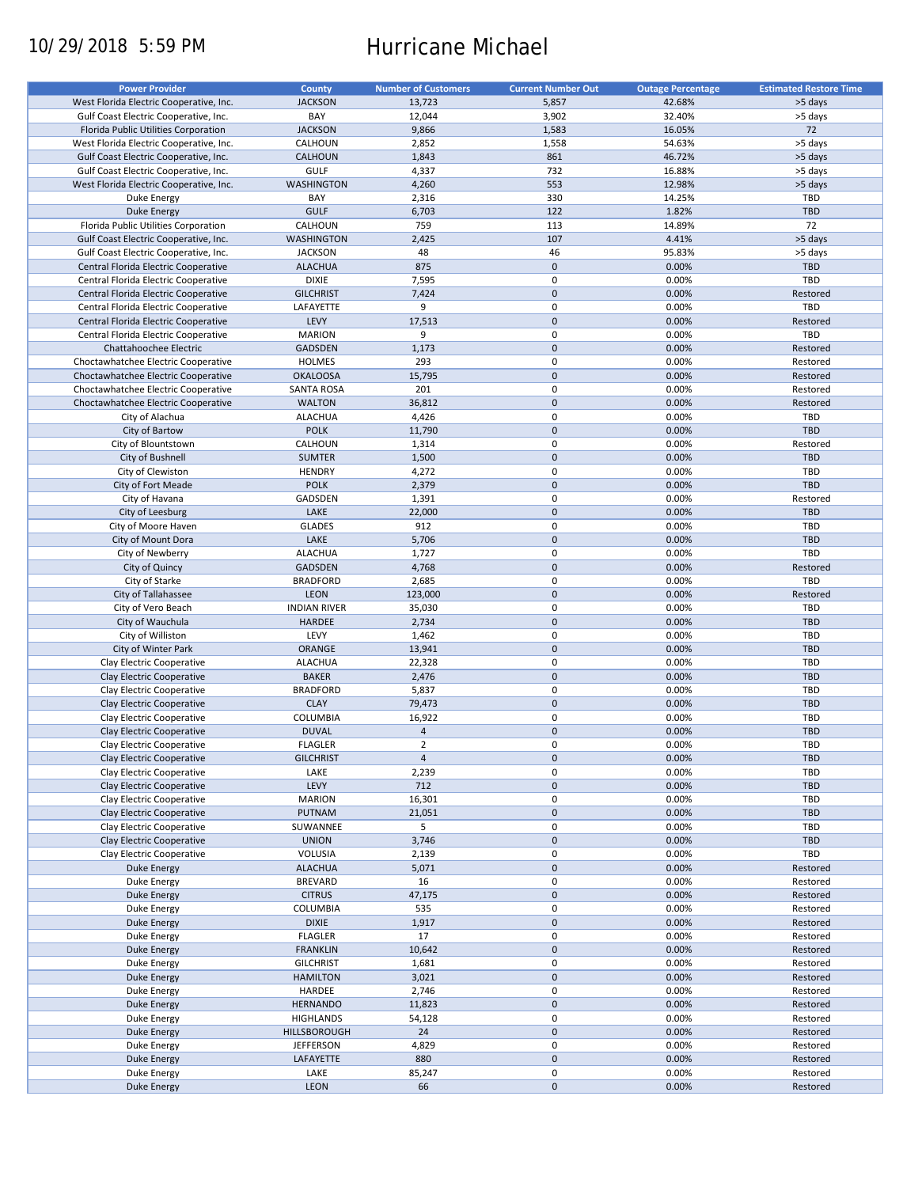10/29/2018 5:59 PM

# Hurricane Michael

| Power Provider | County | Number of Customers | Current Number Out | Outage Percentage | Estimated Restore Time |
|---|---|---|---|---|---|
| West Florida Electric Cooperative, Inc. | JACKSON | 13,723 | 5,857 | 42.68% | >5 days |
| Gulf Coast Electric Cooperative, Inc. | BAY | 12,044 | 3,902 | 32.40% | >5 days |
| Florida Public Utilities Corporation | JACKSON | 9,866 | 1,583 | 16.05% | 72 |
| West Florida Electric Cooperative, Inc. | CALHOUN | 2,852 | 1,558 | 54.63% | >5 days |
| Gulf Coast Electric Cooperative, Inc. | CALHOUN | 1,843 | 861 | 46.72% | >5 days |
| Gulf Coast Electric Cooperative, Inc. | GULF | 4,337 | 732 | 16.88% | >5 days |
| West Florida Electric Cooperative, Inc. | WASHINGTON | 4,260 | 553 | 12.98% | >5 days |
| Duke Energy | BAY | 2,316 | 330 | 14.25% | TBD |
| Duke Energy | GULF | 6,703 | 122 | 1.82% | TBD |
| Florida Public Utilities Corporation | CALHOUN | 759 | 113 | 14.89% | 72 |
| Gulf Coast Electric Cooperative, Inc. | WASHINGTON | 2,425 | 107 | 4.41% | >5 days |
| Gulf Coast Electric Cooperative, Inc. | JACKSON | 48 | 46 | 95.83% | >5 days |
| Central Florida Electric Cooperative | ALACHUA | 875 | 0 | 0.00% | TBD |
| Central Florida Electric Cooperative | DIXIE | 7,595 | 0 | 0.00% | TBD |
| Central Florida Electric Cooperative | GILCHRIST | 7,424 | 0 | 0.00% | Restored |
| Central Florida Electric Cooperative | LAFAYETTE | 9 | 0 | 0.00% | TBD |
| Central Florida Electric Cooperative | LEVY | 17,513 | 0 | 0.00% | Restored |
| Central Florida Electric Cooperative | MARION | 9 | 0 | 0.00% | TBD |
| Chattahoochee Electric | GADSDEN | 1,173 | 0 | 0.00% | Restored |
| Choctawhatchee Electric Cooperative | HOLMES | 293 | 0 | 0.00% | Restored |
| Choctawhatchee Electric Cooperative | OKALOOSA | 15,795 | 0 | 0.00% | Restored |
| Choctawhatchee Electric Cooperative | SANTA ROSA | 201 | 0 | 0.00% | Restored |
| Choctawhatchee Electric Cooperative | WALTON | 36,812 | 0 | 0.00% | Restored |
| City of Alachua | ALACHUA | 4,426 | 0 | 0.00% | TBD |
| City of Bartow | POLK | 11,790 | 0 | 0.00% | TBD |
| City of Blountstown | CALHOUN | 1,314 | 0 | 0.00% | Restored |
| City of Bushnell | SUMTER | 1,500 | 0 | 0.00% | TBD |
| City of Clewiston | HENDRY | 4,272 | 0 | 0.00% | TBD |
| City of Fort Meade | POLK | 2,379 | 0 | 0.00% | TBD |
| City of Havana | GADSDEN | 1,391 | 0 | 0.00% | Restored |
| City of Leesburg | LAKE | 22,000 | 0 | 0.00% | TBD |
| City of Moore Haven | GLADES | 912 | 0 | 0.00% | TBD |
| City of Mount Dora | LAKE | 5,706 | 0 | 0.00% | TBD |
| City of Newberry | ALACHUA | 1,727 | 0 | 0.00% | TBD |
| City of Quincy | GADSDEN | 4,768 | 0 | 0.00% | Restored |
| City of Starke | BRADFORD | 2,685 | 0 | 0.00% | TBD |
| City of Tallahassee | LEON | 123,000 | 0 | 0.00% | Restored |
| City of Vero Beach | INDIAN RIVER | 35,030 | 0 | 0.00% | TBD |
| City of Wauchula | HARDEE | 2,734 | 0 | 0.00% | TBD |
| City of Williston | LEVY | 1,462 | 0 | 0.00% | TBD |
| City of Winter Park | ORANGE | 13,941 | 0 | 0.00% | TBD |
| Clay Electric Cooperative | ALACHUA | 22,328 | 0 | 0.00% | TBD |
| Clay Electric Cooperative | BAKER | 2,476 | 0 | 0.00% | TBD |
| Clay Electric Cooperative | BRADFORD | 5,837 | 0 | 0.00% | TBD |
| Clay Electric Cooperative | CLAY | 79,473 | 0 | 0.00% | TBD |
| Clay Electric Cooperative | COLUMBIA | 16,922 | 0 | 0.00% | TBD |
| Clay Electric Cooperative | DUVAL | 4 | 0 | 0.00% | TBD |
| Clay Electric Cooperative | FLAGLER | 2 | 0 | 0.00% | TBD |
| Clay Electric Cooperative | GILCHRIST | 4 | 0 | 0.00% | TBD |
| Clay Electric Cooperative | LAKE | 2,239 | 0 | 0.00% | TBD |
| Clay Electric Cooperative | LEVY | 712 | 0 | 0.00% | TBD |
| Clay Electric Cooperative | MARION | 16,301 | 0 | 0.00% | TBD |
| Clay Electric Cooperative | PUTNAM | 21,051 | 0 | 0.00% | TBD |
| Clay Electric Cooperative | SUWANNEE | 5 | 0 | 0.00% | TBD |
| Clay Electric Cooperative | UNION | 3,746 | 0 | 0.00% | TBD |
| Clay Electric Cooperative | VOLUSIA | 2,139 | 0 | 0.00% | TBD |
| Duke Energy | ALACHUA | 5,071 | 0 | 0.00% | Restored |
| Duke Energy | BREVARD | 16 | 0 | 0.00% | Restored |
| Duke Energy | CITRUS | 47,175 | 0 | 0.00% | Restored |
| Duke Energy | COLUMBIA | 535 | 0 | 0.00% | Restored |
| Duke Energy | DIXIE | 1,917 | 0 | 0.00% | Restored |
| Duke Energy | FLAGLER | 17 | 0 | 0.00% | Restored |
| Duke Energy | FRANKLIN | 10,642 | 0 | 0.00% | Restored |
| Duke Energy | GILCHRIST | 1,681 | 0 | 0.00% | Restored |
| Duke Energy | HAMILTON | 3,021 | 0 | 0.00% | Restored |
| Duke Energy | HARDEE | 2,746 | 0 | 0.00% | Restored |
| Duke Energy | HERNANDO | 11,823 | 0 | 0.00% | Restored |
| Duke Energy | HIGHLANDS | 54,128 | 0 | 0.00% | Restored |
| Duke Energy | HILLSBOROUGH | 24 | 0 | 0.00% | Restored |
| Duke Energy | JEFFERSON | 4,829 | 0 | 0.00% | Restored |
| Duke Energy | LAFAYETTE | 880 | 0 | 0.00% | Restored |
| Duke Energy | LAKE | 85,247 | 0 | 0.00% | Restored |
| Duke Energy | LEON | 66 | 0 | 0.00% | Restored |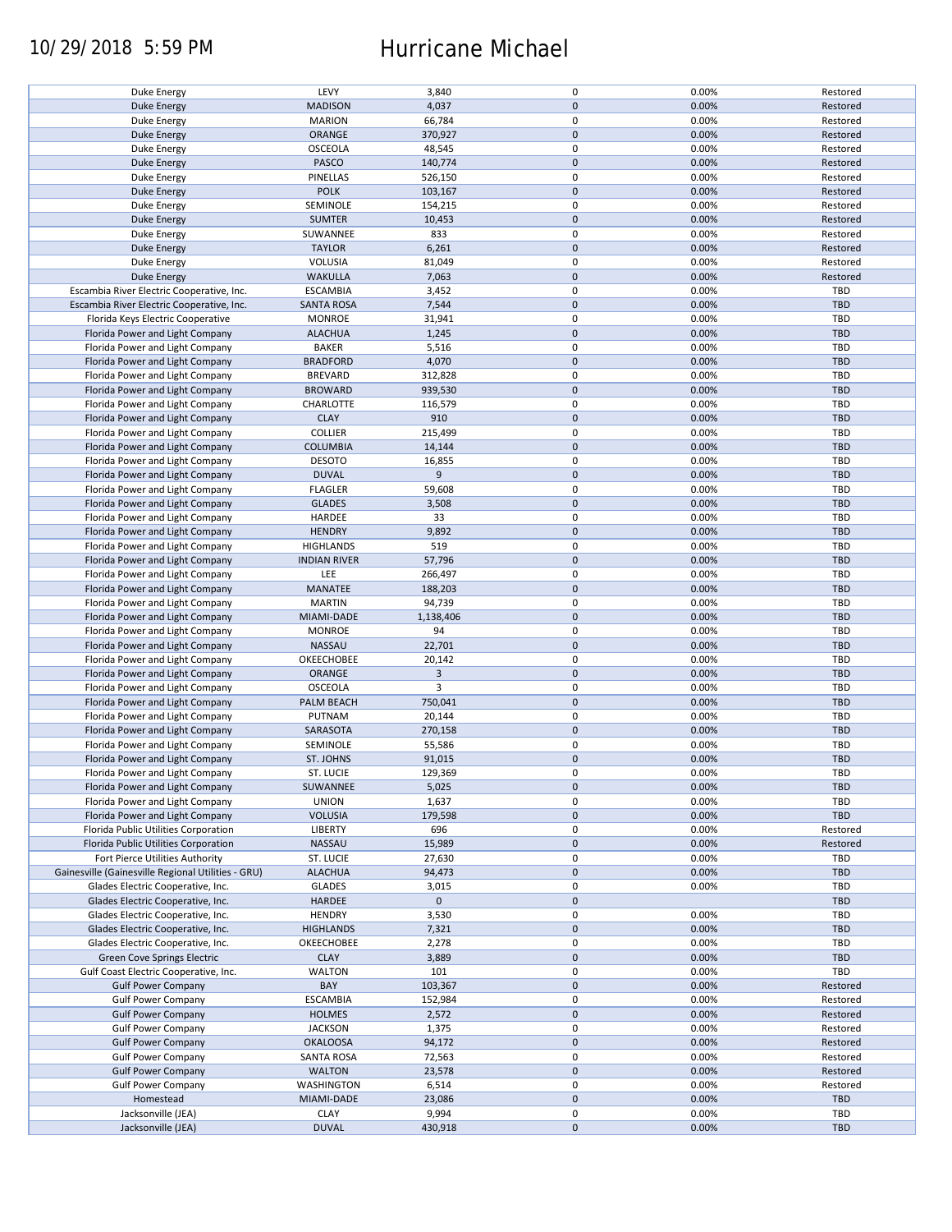| | | | | | |
|---|---|---|---|---|---|
| Duke Energy | LEVY | 3,840 | 0 | 0.00% | Restored |
| Duke Energy | MADISON | 4,037 | 0 | 0.00% | Restored |
| Duke Energy | MARION | 66,784 | 0 | 0.00% | Restored |
| Duke Energy | ORANGE | 370,927 | 0 | 0.00% | Restored |
| Duke Energy | OSCEOLA | 48,545 | 0 | 0.00% | Restored |
| Duke Energy | PASCO | 140,774 | 0 | 0.00% | Restored |
| Duke Energy | PINELLAS | 526,150 | 0 | 0.00% | Restored |
| Duke Energy | POLK | 103,167 | 0 | 0.00% | Restored |
| Duke Energy | SEMINOLE | 154,215 | 0 | 0.00% | Restored |
| Duke Energy | SUMTER | 10,453 | 0 | 0.00% | Restored |
| Duke Energy | SUWANNEE | 833 | 0 | 0.00% | Restored |
| Duke Energy | TAYLOR | 6,261 | 0 | 0.00% | Restored |
| Duke Energy | VOLUSIA | 81,049 | 0 | 0.00% | Restored |
| Duke Energy | WAKULLA | 7,063 | 0 | 0.00% | Restored |
| Escambia River Electric Cooperative, Inc. | ESCAMBIA | 3,452 | 0 | 0.00% | TBD |
| Escambia River Electric Cooperative, Inc. | SANTA ROSA | 7,544 | 0 | 0.00% | TBD |
| Florida Keys Electric Cooperative | MONROE | 31,941 | 0 | 0.00% | TBD |
| Florida Power and Light Company | ALACHUA | 1,245 | 0 | 0.00% | TBD |
| Florida Power and Light Company | BAKER | 5,516 | 0 | 0.00% | TBD |
| Florida Power and Light Company | BRADFORD | 4,070 | 0 | 0.00% | TBD |
| Florida Power and Light Company | BREVARD | 312,828 | 0 | 0.00% | TBD |
| Florida Power and Light Company | BROWARD | 939,530 | 0 | 0.00% | TBD |
| Florida Power and Light Company | CHARLOTTE | 116,579 | 0 | 0.00% | TBD |
| Florida Power and Light Company | CLAY | 910 | 0 | 0.00% | TBD |
| Florida Power and Light Company | COLLIER | 215,499 | 0 | 0.00% | TBD |
| Florida Power and Light Company | COLUMBIA | 14,144 | 0 | 0.00% | TBD |
| Florida Power and Light Company | DESOTO | 16,855 | 0 | 0.00% | TBD |
| Florida Power and Light Company | DUVAL | 9 | 0 | 0.00% | TBD |
| Florida Power and Light Company | FLAGLER | 59,608 | 0 | 0.00% | TBD |
| Florida Power and Light Company | GLADES | 3,508 | 0 | 0.00% | TBD |
| Florida Power and Light Company | HARDEE | 33 | 0 | 0.00% | TBD |
| Florida Power and Light Company | HENDRY | 9,892 | 0 | 0.00% | TBD |
| Florida Power and Light Company | HIGHLANDS | 519 | 0 | 0.00% | TBD |
| Florida Power and Light Company | INDIAN RIVER | 57,796 | 0 | 0.00% | TBD |
| Florida Power and Light Company | LEE | 266,497 | 0 | 0.00% | TBD |
| Florida Power and Light Company | MANATEE | 188,203 | 0 | 0.00% | TBD |
| Florida Power and Light Company | MARTIN | 94,739 | 0 | 0.00% | TBD |
| Florida Power and Light Company | MIAMI-DADE | 1,138,406 | 0 | 0.00% | TBD |
| Florida Power and Light Company | MONROE | 94 | 0 | 0.00% | TBD |
| Florida Power and Light Company | NASSAU | 22,701 | 0 | 0.00% | TBD |
| Florida Power and Light Company | OKEECHOBEE | 20,142 | 0 | 0.00% | TBD |
| Florida Power and Light Company | ORANGE | 3 | 0 | 0.00% | TBD |
| Florida Power and Light Company | OSCEOLA | 3 | 0 | 0.00% | TBD |
| Florida Power and Light Company | PALM BEACH | 750,041 | 0 | 0.00% | TBD |
| Florida Power and Light Company | PUTNAM | 20,144 | 0 | 0.00% | TBD |
| Florida Power and Light Company | SARASOTA | 270,158 | 0 | 0.00% | TBD |
| Florida Power and Light Company | SEMINOLE | 55,586 | 0 | 0.00% | TBD |
| Florida Power and Light Company | ST. JOHNS | 91,015 | 0 | 0.00% | TBD |
| Florida Power and Light Company | ST. LUCIE | 129,369 | 0 | 0.00% | TBD |
| Florida Power and Light Company | SUWANNEE | 5,025 | 0 | 0.00% | TBD |
| Florida Power and Light Company | UNION | 1,637 | 0 | 0.00% | TBD |
| Florida Power and Light Company | VOLUSIA | 179,598 | 0 | 0.00% | TBD |
| Florida Public Utilities Corporation | LIBERTY | 696 | 0 | 0.00% | Restored |
| Florida Public Utilities Corporation | NASSAU | 15,989 | 0 | 0.00% | Restored |
| Fort Pierce Utilities Authority | ST. LUCIE | 27,630 | 0 | 0.00% | TBD |
| Gainesville (Gainesville Regional Utilities - GRU) | ALACHUA | 94,473 | 0 | 0.00% | TBD |
| Glades Electric Cooperative, Inc. | GLADES | 3,015 | 0 | 0.00% | TBD |
| Glades Electric Cooperative, Inc. | HARDEE | 0 | 0 | | TBD |
| Glades Electric Cooperative, Inc. | HENDRY | 3,530 | 0 | 0.00% | TBD |
| Glades Electric Cooperative, Inc. | HIGHLANDS | 7,321 | 0 | 0.00% | TBD |
| Glades Electric Cooperative, Inc. | OKEECHOBEE | 2,278 | 0 | 0.00% | TBD |
| Green Cove Springs Electric | CLAY | 3,889 | 0 | 0.00% | TBD |
| Gulf Coast Electric Cooperative, Inc. | WALTON | 101 | 0 | 0.00% | TBD |
| Gulf Power Company | BAY | 103,367 | 0 | 0.00% | Restored |
| Gulf Power Company | ESCAMBIA | 152,984 | 0 | 0.00% | Restored |
| Gulf Power Company | HOLMES | 2,572 | 0 | 0.00% | Restored |
| Gulf Power Company | JACKSON | 1,375 | 0 | 0.00% | Restored |
| Gulf Power Company | OKALOOSA | 94,172 | 0 | 0.00% | Restored |
| Gulf Power Company | SANTA ROSA | 72,563 | 0 | 0.00% | Restored |
| Gulf Power Company | WALTON | 23,578 | 0 | 0.00% | Restored |
| Gulf Power Company | WASHINGTON | 6,514 | 0 | 0.00% | Restored |
| Homestead | MIAMI-DADE | 23,086 | 0 | 0.00% | TBD |
| Jacksonville (JEA) | CLAY | 9,994 | 0 | 0.00% | TBD |
| Jacksonville (JEA) | DUVAL | 430,918 | 0 | 0.00% | TBD |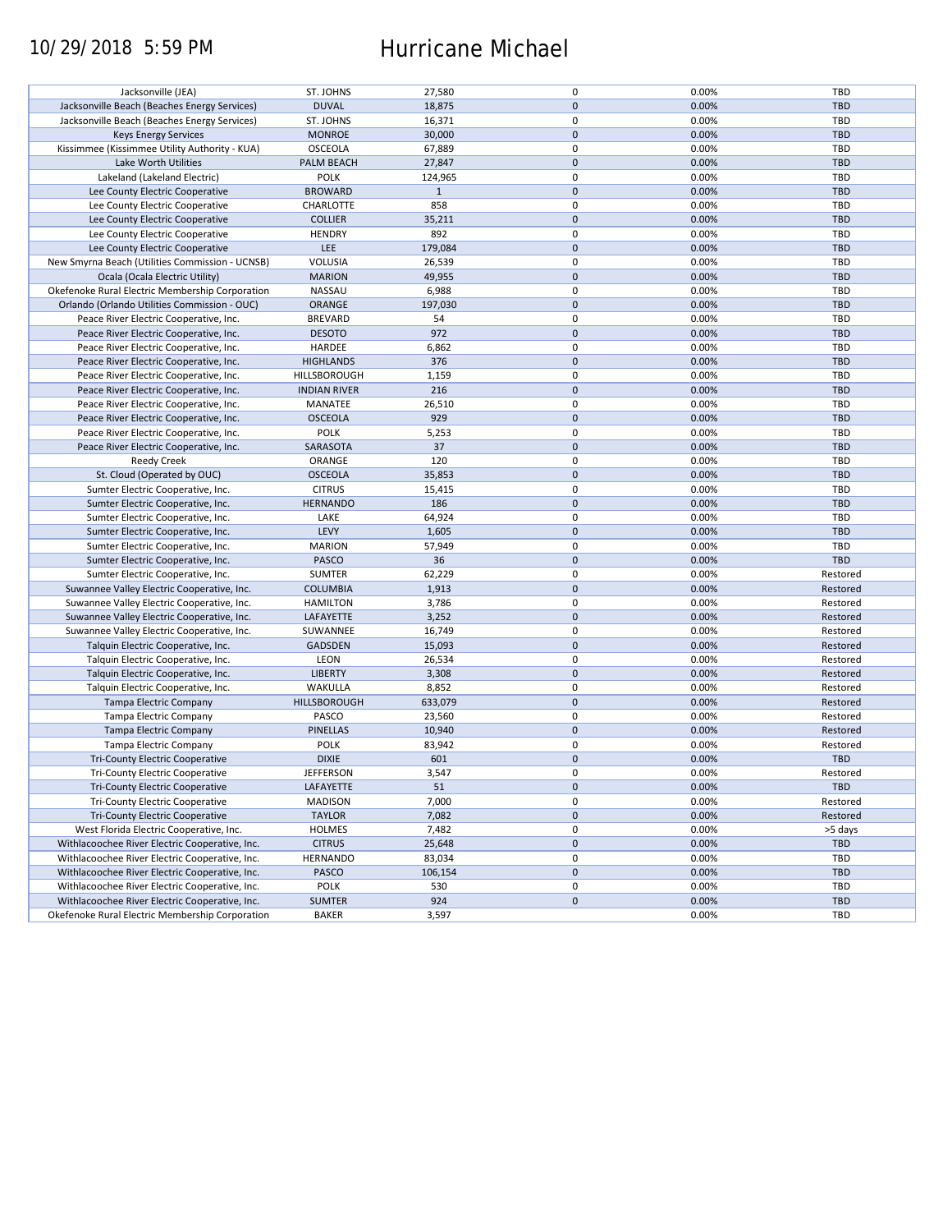| | | | | | |
|---|---|---|---|---|---|
| Jacksonville (JEA) | ST. JOHNS | 27,580 | 0 | 0.00% | TBD |
| Jacksonville Beach (Beaches Energy Services) | DUVAL | 18,875 | 0 | 0.00% | TBD |
| Jacksonville Beach (Beaches Energy Services) | ST. JOHNS | 16,371 | 0 | 0.00% | TBD |
| Keys Energy Services | MONROE | 30,000 | 0 | 0.00% | TBD |
| Kissimmee (Kissimmee Utility Authority - KUA) | OSCEOLA | 67,889 | 0 | 0.00% | TBD |
| Lake Worth Utilities | PALM BEACH | 27,847 | 0 | 0.00% | TBD |
| Lakeland (Lakeland Electric) | POLK | 124,965 | 0 | 0.00% | TBD |
| Lee County Electric Cooperative | BROWARD | 1 | 0 | 0.00% | TBD |
| Lee County Electric Cooperative | CHARLOTTE | 858 | 0 | 0.00% | TBD |
| Lee County Electric Cooperative | COLLIER | 35,211 | 0 | 0.00% | TBD |
| Lee County Electric Cooperative | HENDRY | 892 | 0 | 0.00% | TBD |
| Lee County Electric Cooperative | LEE | 179,084 | 0 | 0.00% | TBD |
| New Smyrna Beach (Utilities Commission - UCNSB) | VOLUSIA | 26,539 | 0 | 0.00% | TBD |
| Ocala (Ocala Electric Utility) | MARION | 49,955 | 0 | 0.00% | TBD |
| Okefenoke Rural Electric Membership Corporation | NASSAU | 6,988 | 0 | 0.00% | TBD |
| Orlando (Orlando Utilities Commission - OUC) | ORANGE | 197,030 | 0 | 0.00% | TBD |
| Peace River Electric Cooperative, Inc. | BREVARD | 54 | 0 | 0.00% | TBD |
| Peace River Electric Cooperative, Inc. | DESOTO | 972 | 0 | 0.00% | TBD |
| Peace River Electric Cooperative, Inc. | HARDEE | 6,862 | 0 | 0.00% | TBD |
| Peace River Electric Cooperative, Inc. | HIGHLANDS | 376 | 0 | 0.00% | TBD |
| Peace River Electric Cooperative, Inc. | HILLSBOROUGH | 1,159 | 0 | 0.00% | TBD |
| Peace River Electric Cooperative, Inc. | INDIAN RIVER | 216 | 0 | 0.00% | TBD |
| Peace River Electric Cooperative, Inc. | MANATEE | 26,510 | 0 | 0.00% | TBD |
| Peace River Electric Cooperative, Inc. | OSCEOLA | 929 | 0 | 0.00% | TBD |
| Peace River Electric Cooperative, Inc. | POLK | 5,253 | 0 | 0.00% | TBD |
| Peace River Electric Cooperative, Inc. | SARASOTA | 37 | 0 | 0.00% | TBD |
| Reedy Creek | ORANGE | 120 | 0 | 0.00% | TBD |
| St. Cloud (Operated by OUC) | OSCEOLA | 35,853 | 0 | 0.00% | TBD |
| Sumter Electric Cooperative, Inc. | CITRUS | 15,415 | 0 | 0.00% | TBD |
| Sumter Electric Cooperative, Inc. | HERNANDO | 186 | 0 | 0.00% | TBD |
| Sumter Electric Cooperative, Inc. | LAKE | 64,924 | 0 | 0.00% | TBD |
| Sumter Electric Cooperative, Inc. | LEVY | 1,605 | 0 | 0.00% | TBD |
| Sumter Electric Cooperative, Inc. | MARION | 57,949 | 0 | 0.00% | TBD |
| Sumter Electric Cooperative, Inc. | PASCO | 36 | 0 | 0.00% | TBD |
| Sumter Electric Cooperative, Inc. | SUMTER | 62,229 | 0 | 0.00% | Restored |
| Suwannee Valley Electric Cooperative, Inc. | COLUMBIA | 1,913 | 0 | 0.00% | Restored |
| Suwannee Valley Electric Cooperative, Inc. | HAMILTON | 3,786 | 0 | 0.00% | Restored |
| Suwannee Valley Electric Cooperative, Inc. | LAFAYETTE | 3,252 | 0 | 0.00% | Restored |
| Suwannee Valley Electric Cooperative, Inc. | SUWANNEE | 16,749 | 0 | 0.00% | Restored |
| Talquin Electric Cooperative, Inc. | GADSDEN | 15,093 | 0 | 0.00% | Restored |
| Talquin Electric Cooperative, Inc. | LEON | 26,534 | 0 | 0.00% | Restored |
| Talquin Electric Cooperative, Inc. | LIBERTY | 3,308 | 0 | 0.00% | Restored |
| Talquin Electric Cooperative, Inc. | WAKULLA | 8,852 | 0 | 0.00% | Restored |
| Tampa Electric Company | HILLSBOROUGH | 633,079 | 0 | 0.00% | Restored |
| Tampa Electric Company | PASCO | 23,560 | 0 | 0.00% | Restored |
| Tampa Electric Company | PINELLAS | 10,940 | 0 | 0.00% | Restored |
| Tampa Electric Company | POLK | 83,942 | 0 | 0.00% | Restored |
| Tri-County Electric Cooperative | DIXIE | 601 | 0 | 0.00% | TBD |
| Tri-County Electric Cooperative | JEFFERSON | 3,547 | 0 | 0.00% | Restored |
| Tri-County Electric Cooperative | LAFAYETTE | 51 | 0 | 0.00% | TBD |
| Tri-County Electric Cooperative | MADISON | 7,000 | 0 | 0.00% | Restored |
| Tri-County Electric Cooperative | TAYLOR | 7,082 | 0 | 0.00% | Restored |
| West Florida Electric Cooperative, Inc. | HOLMES | 7,482 | 0 | 0.00% | >5 days |
| Withlacoochee River Electric Cooperative, Inc. | CITRUS | 25,648 | 0 | 0.00% | TBD |
| Withlacoochee River Electric Cooperative, Inc. | HERNANDO | 83,034 | 0 | 0.00% | TBD |
| Withlacoochee River Electric Cooperative, Inc. | PASCO | 106,154 | 0 | 0.00% | TBD |
| Withlacoochee River Electric Cooperative, Inc. | POLK | 530 | 0 | 0.00% | TBD |
| Withlacoochee River Electric Cooperative, Inc. | SUMTER | 924 | 0 | 0.00% | TBD |
| Okefenoke Rural Electric Membership Corporation | BAKER | 3,597 | | 0.00% | TBD |